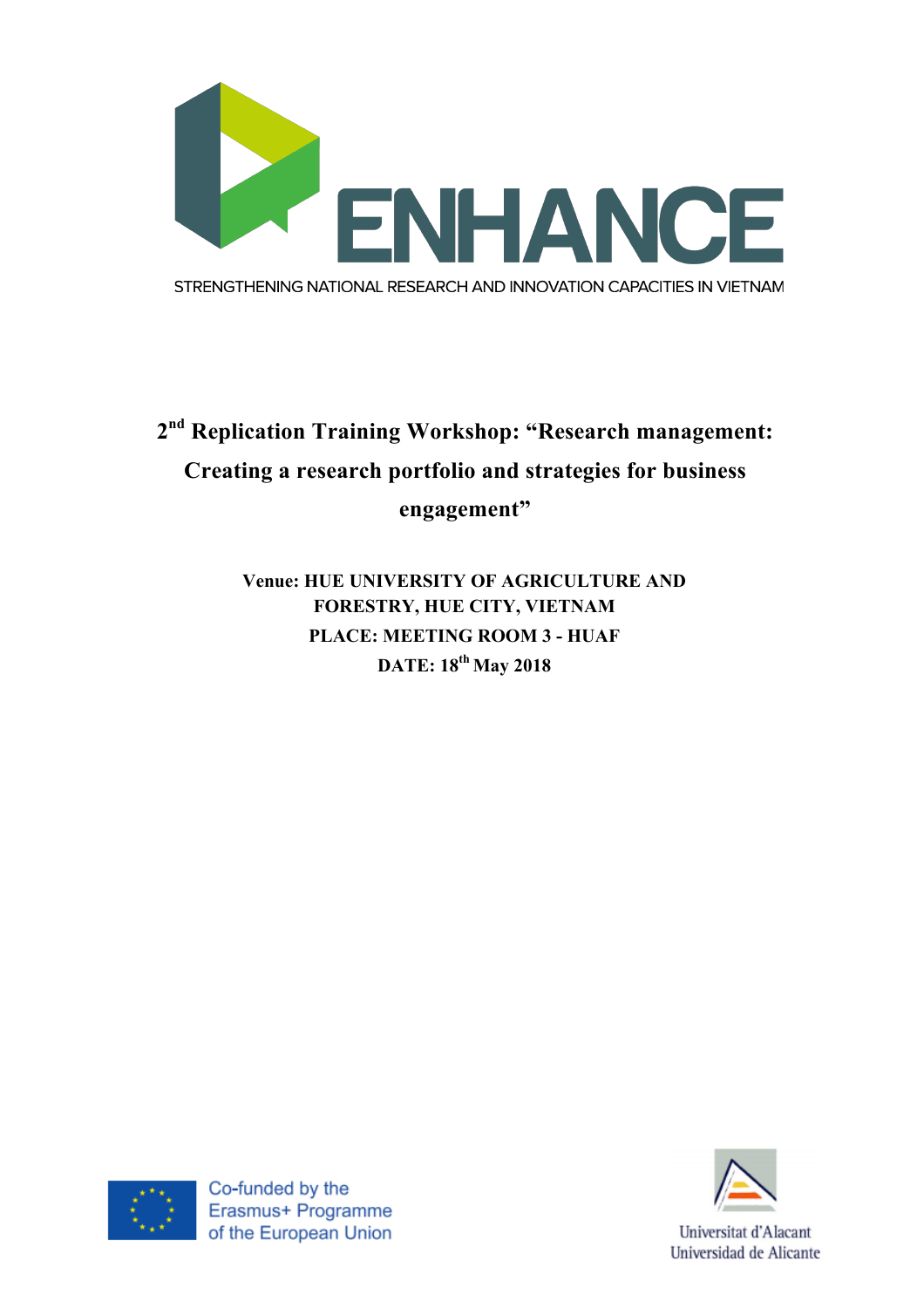ENHANCE

STRENGTHENING NATIONAL RESEARCH AND INNOVATION CAPACITIES IN VIETNAM

# 2nd Replication Training Workshop: "Research management: Creating a research portfolio and strategies for business engagement"

**Venue: HUE UNIVERSITY OF AGRICULTURE AND FORESTRY, HUE CITY, VIETNAM**

**PLACE: MEETING ROOM 3 - HUAF**

**DATE: 18th May 2018**

Co-funded by the Erasmus+ Programme of the European Union

Universitat d'Alacant
Universidad de Alicante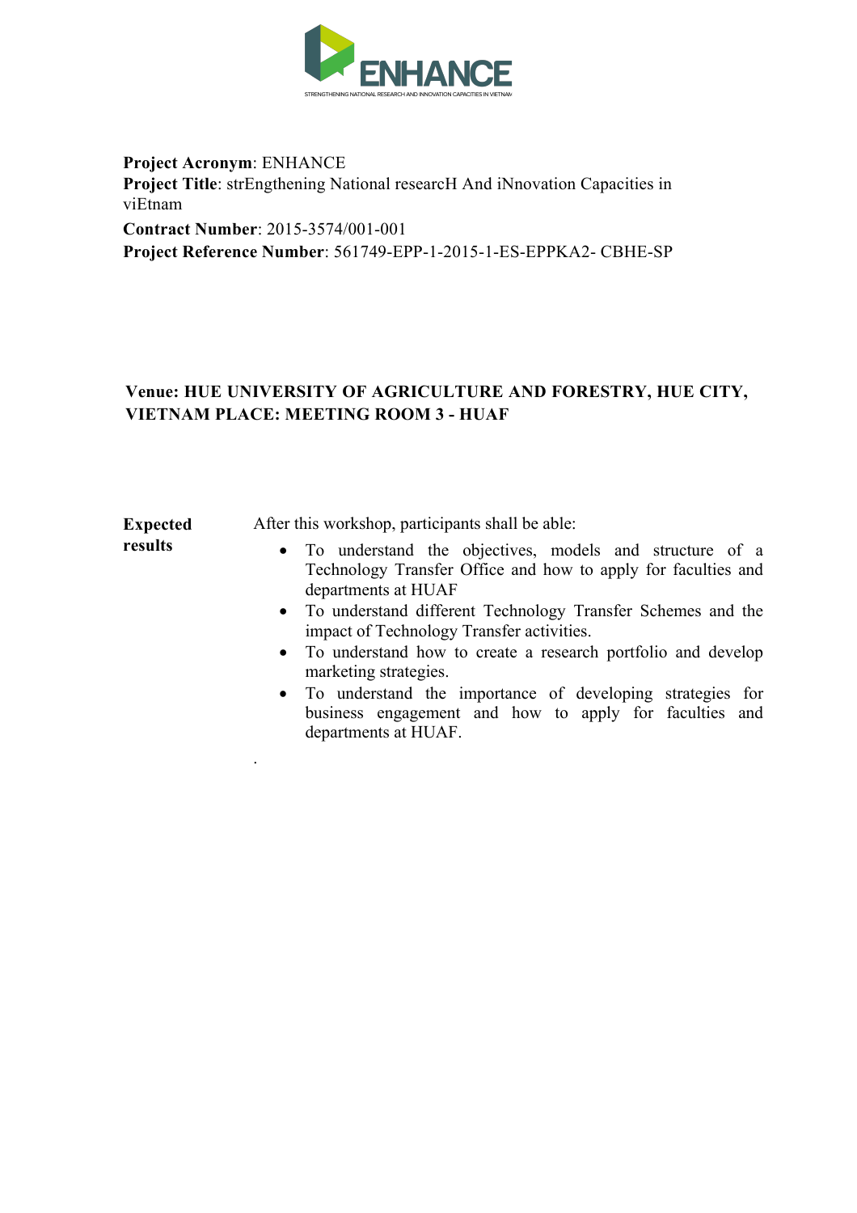**Project Acronym**: ENHANCE
**Project Title**: strEngthening National researcH And iNnovation Capacities in viEtnam
**Contract Number**: 2015-3574/001-001
**Project Reference Number**: 561749-EPP-1-2015-1-ES-EPPKA2- CBHE-SP

**Venue: HUE UNIVERSITY OF AGRICULTURE AND FORESTRY, HUE CITY, VIETNAM PLACE: MEETING ROOM 3 - HUAF**

| **Expected results** | After this workshop, participants shall be able:<br>• To understand the objectives, models and structure of a Technology Transfer Office and how to apply for faculties and departments at HUAF<br>• To understand different Technology Transfer Schemes and the impact of Technology Transfer activities.<br>• To understand how to create a research portfolio and develop marketing strategies.<br>• To understand the importance of developing strategies for business engagement and how to apply for faculties and departments at HUAF.<br>. |
|---|---|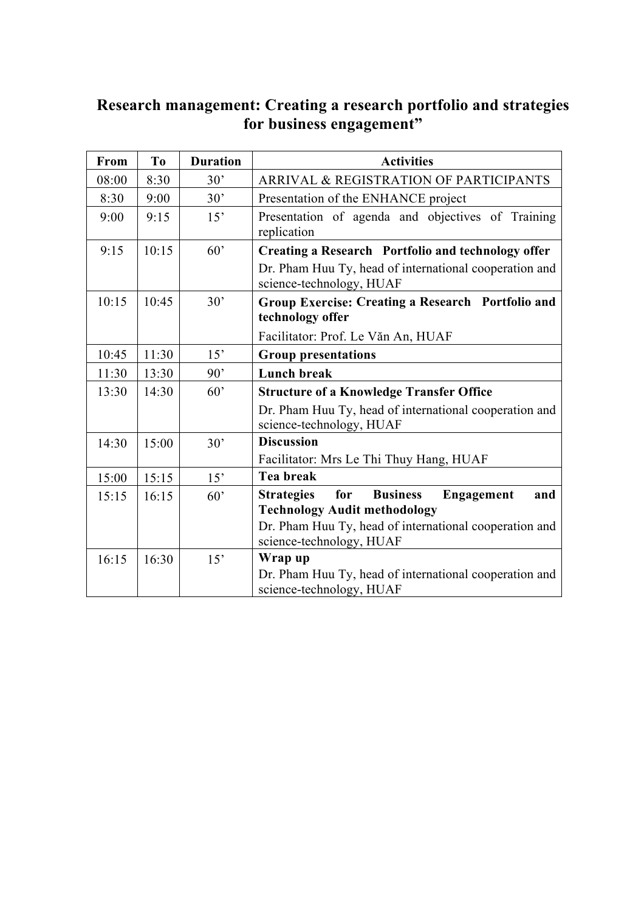# Research management: Creating a research portfolio and strategies for business engagement”

| From | To | Duration | Activities |
|---|---|---|---|
| 08:00 | 8:30 | 30’ | ARRIVAL & REGISTRATION OF PARTICIPANTS |
| 8:30 | 9:00 | 30’ | Presentation of the ENHANCE project |
| 9:00 | 9:15 | 15’ | Presentation of agenda and objectives of Training replication |
| 9:15 | 10:15 | 60’ | **Creating a Research Portfolio and technology offer**<br>Dr. Pham Huu Ty, head of international cooperation and science-technology, HUAF |
| 10:15 | 10:45 | 30’ | **Group Exercise: Creating a Research Portfolio and technology offer**<br>Facilitator: Prof. Le Văn An, HUAF |
| 10:45 | 11:30 | 15’ | **Group presentations** |
| 11:30 | 13:30 | 90’ | **Lunch break** |
| 13:30 | 14:30 | 60’ | **Structure of a Knowledge Transfer Office**<br>Dr. Pham Huu Ty, head of international cooperation and science-technology, HUAF |
| 14:30 | 15:00 | 30’ | **Discussion**<br>Facilitator: Mrs Le Thi Thuy Hang, HUAF |
| 15:00 | 15:15 | 15’ | **Tea break** |
| 15:15 | 16:15 | 60’ | **Strategies for Business Engagement and Technology Audit methodology**<br>Dr. Pham Huu Ty, head of international cooperation and science-technology, HUAF |
| 16:15 | 16:30 | 15’ | **Wrap up**<br>Dr. Pham Huu Ty, head of international cooperation and science-technology, HUAF |